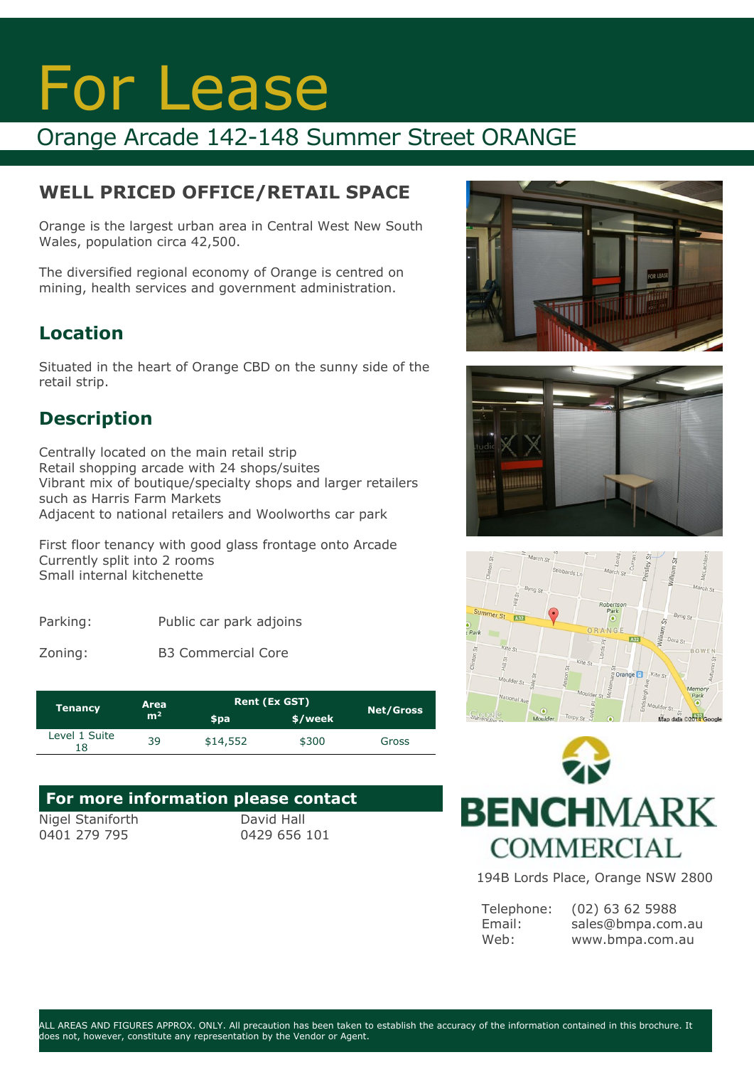# For Lease

## Orange Arcade 142-148 Summer Street ORANGE

## WELL PRICED OFFICE/RETAIL SPACE

Orange is the largest urban area in Central West New South Wales, population circa 42,500.

The diversified regional economy of Orange is centred on mining, health services and government administration.

## Location

Situated in the heart of Orange CBD on the sunny side of the retail strip.

## Description

Centrally located on the main retail strip
Retail shopping arcade with 24 shops/suites
Vibrant mix of boutique/specialty shops and larger retailers such as Harris Farm Markets
Adjacent to national retailers and Woolworths car park

First floor tenancy with good glass frontage onto Arcade
Currently split into 2 rooms
Small internal kitchenette

Parking: Public car park adjoins

Zoning: B3 Commercial Core

| Tenancy | Area m² | Rent (Ex GST) | | Net/Gross |
|---|---|---|---|---|
| | | $pa | $/week | |
| Level 1 Suite 18 | 39 | $14,552 | $300 | Gross |

## For more information please contact

Nigel Staniforth
0401 279 795

David Hall
0429 656 101

**BENCHMARK COMMERCIAL**

194B Lords Place, Orange NSW 2800

Telephone: (02) 63 62 5988
Email: sales@bmpa.com.au
Web: www.bmpa.com.au

ALL AREAS AND FIGURES APPROX. ONLY. All precaution has been taken to establish the accuracy of the information contained in this brochure. It does not, however, constitute any representation by the Vendor or Agent.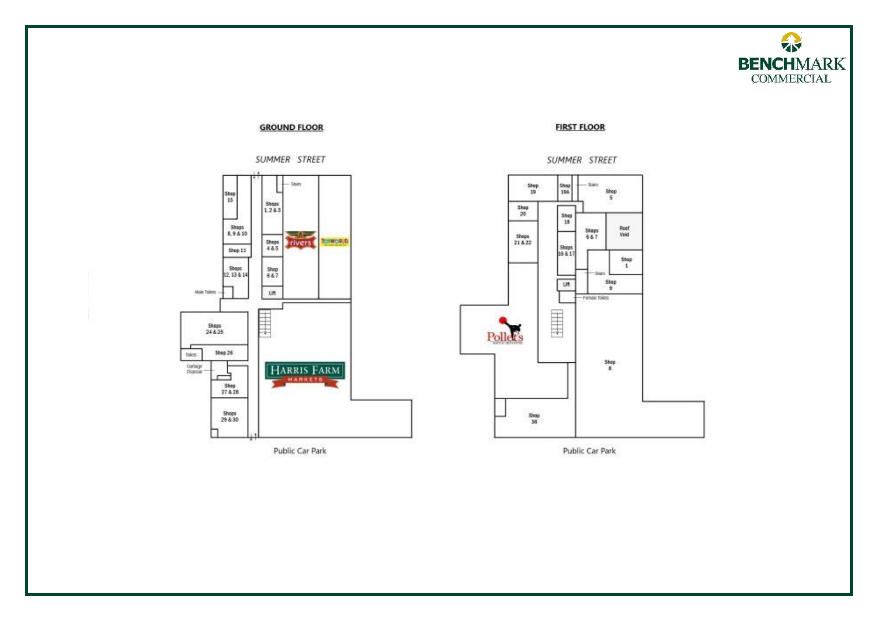BENCHMARK COMMERCIAL

## GROUND FLOOR

SUMMER STREET

Shop 15

Shops 8, 9 & 10

Shop 11

Shops 12, 13 & 14

Male Toilets

Shops 1, 2 & 3

Stairs

Shops 4 & 5

Shop 6 & 7

Lift

rivers

TOYWORLD

Shops 24 & 25

Toilets

Shop 26

Garbage Disposal

Shop 27 & 28

Shops 29 & 30

HARRIS FARM MARKETS

Public Car Park

## FIRST FLOOR

SUMMER STREET

Shop 19

Shop 19A

Stairs

Shop 5

Shop 20

Shop 18

Shops 21 & 22

Shops 16 & 17

Shops 6 & 7

Roof Void

Shop 1

Stairs

Lift

Shop 9

Female Toilets

Pollett's

Shop 8

Shop 36

Public Car Park